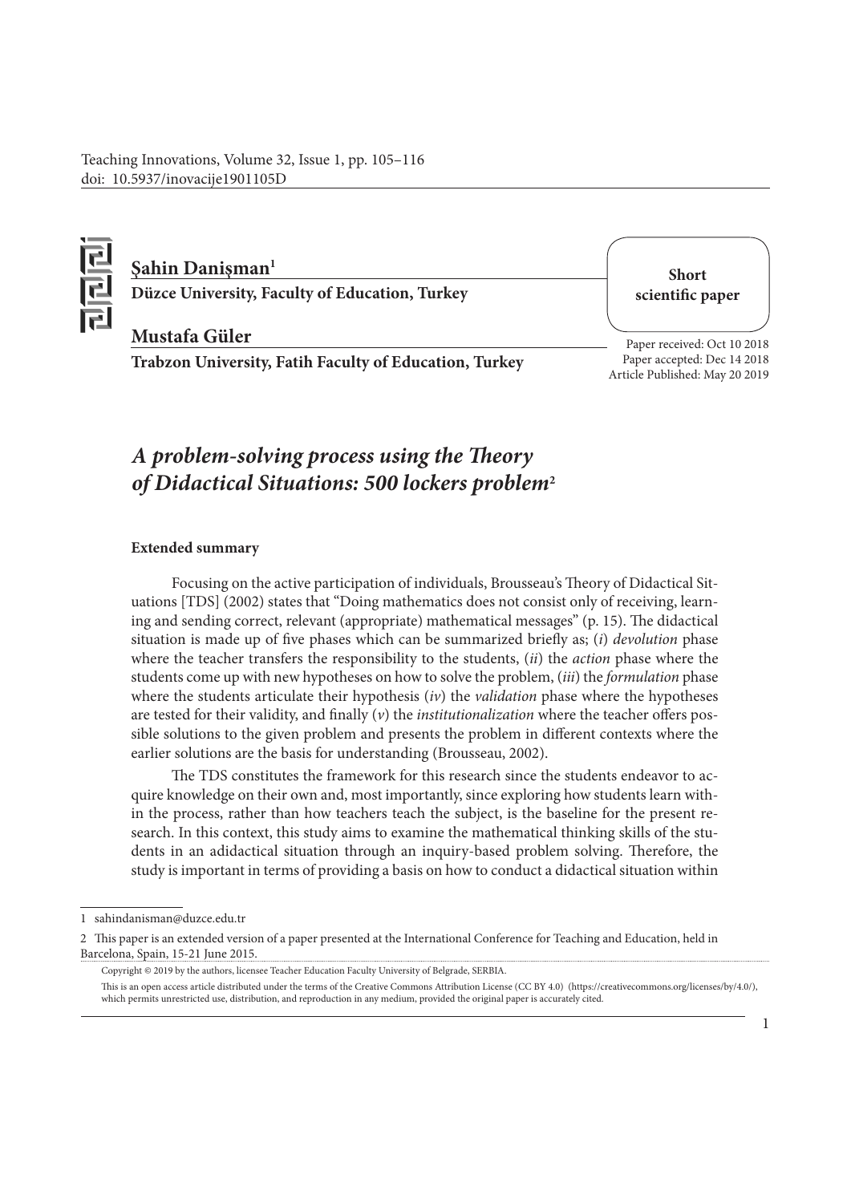Teaching Innovations, Volume 32, Issue 1, pp. 105–116
doi: 10.5937/inovacije1901105D

**Şahin Danişman**[1]
**Düzce University, Faculty of Education, Turkey**

**Mustafa Güler**
**Trabzon University, Fatih Faculty of Education, Turkey**

**Short scientific paper**

Paper received: Oct 10 2018
Paper accepted: Dec 14 2018
Article Published: May 20 2019

# *A problem-solving process using the Theory of Didactical Situations: 500 lockers problem*[2]

**Extended summary**

Focusing on the active participation of individuals, Brousseau's Theory of Didactical Situations [TDS] (2002) states that "Doing mathematics does not consist only of receiving, learning and sending correct, relevant (appropriate) mathematical messages" (p. 15). The didactical situation is made up of five phases which can be summarized briefly as; (*i*) *devolution* phase where the teacher transfers the responsibility to the students, (*ii*) the *action* phase where the students come up with new hypotheses on how to solve the problem, (*iii*) the *formulation* phase where the students articulate their hypothesis (*iv*) the *validation* phase where the hypotheses are tested for their validity, and finally (*v*) the *institutionalization* where the teacher offers possible solutions to the given problem and presents the problem in different contexts where the earlier solutions are the basis for understanding (Brousseau, 2002).

The TDS constitutes the framework for this research since the students endeavor to acquire knowledge on their own and, most importantly, since exploring how students learn within the process, rather than how teachers teach the subject, is the baseline for the present research. In this context, this study aims to examine the mathematical thinking skills of the students in an adidactical situation through an inquiry-based problem solving. Therefore, the study is important in terms of providing a basis on how to conduct a didactical situation within

---

1 sahindanisman@duzce.edu.tr

2 This paper is an extended version of a paper presented at the International Conference for Teaching and Education, held in Barcelona, Spain, 15-21 June 2015.

Copyright © 2019 by the authors, licensee Teacher Education Faculty University of Belgrade, SERBIA.

This is an open access article distributed under the terms of the Creative Commons Attribution License (CC BY 4.0) (https://creativecommons.org/licenses/by/4.0/), which permits unrestricted use, distribution, and reproduction in any medium, provided the original paper is accurately cited.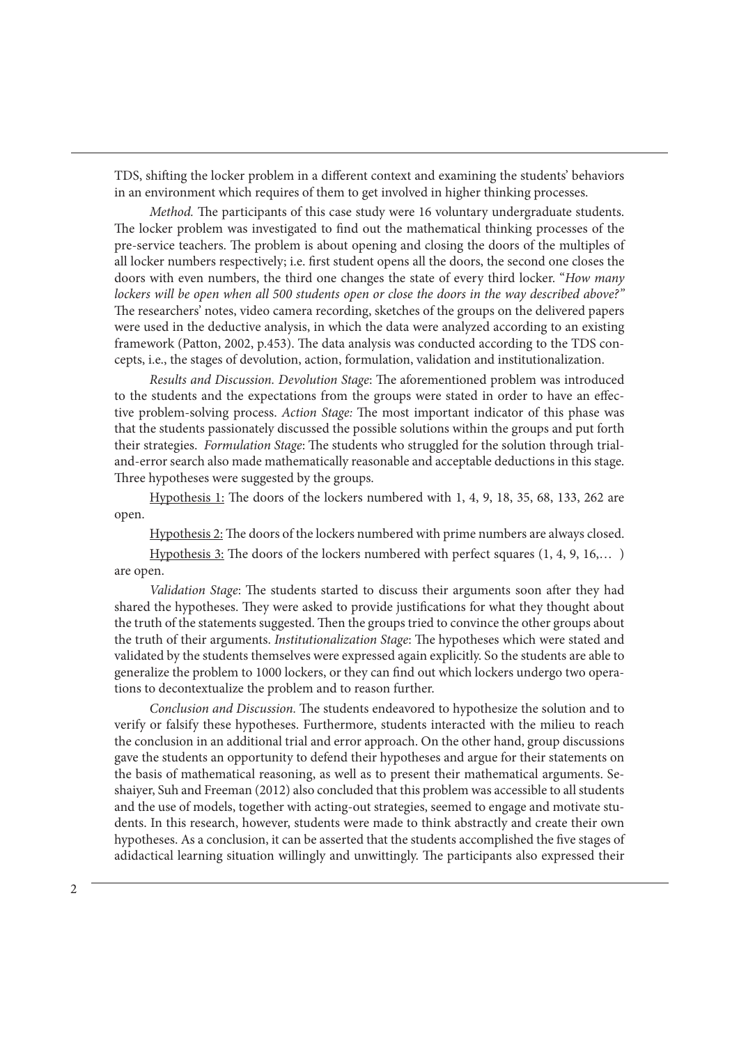TDS, shifting the locker problem in a different context and examining the students' behaviors in an environment which requires of them to get involved in higher thinking processes.

*Method.* The participants of this case study were 16 voluntary undergraduate students. The locker problem was investigated to find out the mathematical thinking processes of the pre-service teachers. The problem is about opening and closing the doors of the multiples of all locker numbers respectively; i.e. first student opens all the doors, the second one closes the doors with even numbers, the third one changes the state of every third locker. "*How many lockers will be open when all 500 students open or close the doors in the way described above?"* The researchers' notes, video camera recording, sketches of the groups on the delivered papers were used in the deductive analysis, in which the data were analyzed according to an existing framework (Patton, 2002, p.453). The data analysis was conducted according to the TDS concepts, i.e., the stages of devolution, action, formulation, validation and institutionalization.

*Results and Discussion. Devolution Stage*: The aforementioned problem was introduced to the students and the expectations from the groups were stated in order to have an effective problem-solving process. *Action Stage:* The most important indicator of this phase was that the students passionately discussed the possible solutions within the groups and put forth their strategies. *Formulation Stage*: The students who struggled for the solution through trial-and-error search also made mathematically reasonable and acceptable deductions in this stage. Three hypotheses were suggested by the groups.

<u>Hypothesis 1:</u> The doors of the lockers numbered with 1, 4, 9, 18, 35, 68, 133, 262 are open.

<u>Hypothesis 2:</u> The doors of the lockers numbered with prime numbers are always closed.

<u>Hypothesis 3:</u> The doors of the lockers numbered with perfect squares (1, 4, 9, 16,… ) are open.

*Validation Stage*: The students started to discuss their arguments soon after they had shared the hypotheses. They were asked to provide justifications for what they thought about the truth of the statements suggested. Then the groups tried to convince the other groups about the truth of their arguments. *Institutionalization Stage*: The hypotheses which were stated and validated by the students themselves were expressed again explicitly. So the students are able to generalize the problem to 1000 lockers, or they can find out which lockers undergo two operations to decontextualize the problem and to reason further.

*Conclusion and Discussion.* The students endeavored to hypothesize the solution and to verify or falsify these hypotheses. Furthermore, students interacted with the milieu to reach the conclusion in an additional trial and error approach. On the other hand, group discussions gave the students an opportunity to defend their hypotheses and argue for their statements on the basis of mathematical reasoning, as well as to present their mathematical arguments. Seshaiyer, Suh and Freeman (2012) also concluded that this problem was accessible to all students and the use of models, together with acting-out strategies, seemed to engage and motivate students. In this research, however, students were made to think abstractly and create their own hypotheses. As a conclusion, it can be asserted that the students accomplished the five stages of adidactical learning situation willingly and unwittingly. The participants also expressed their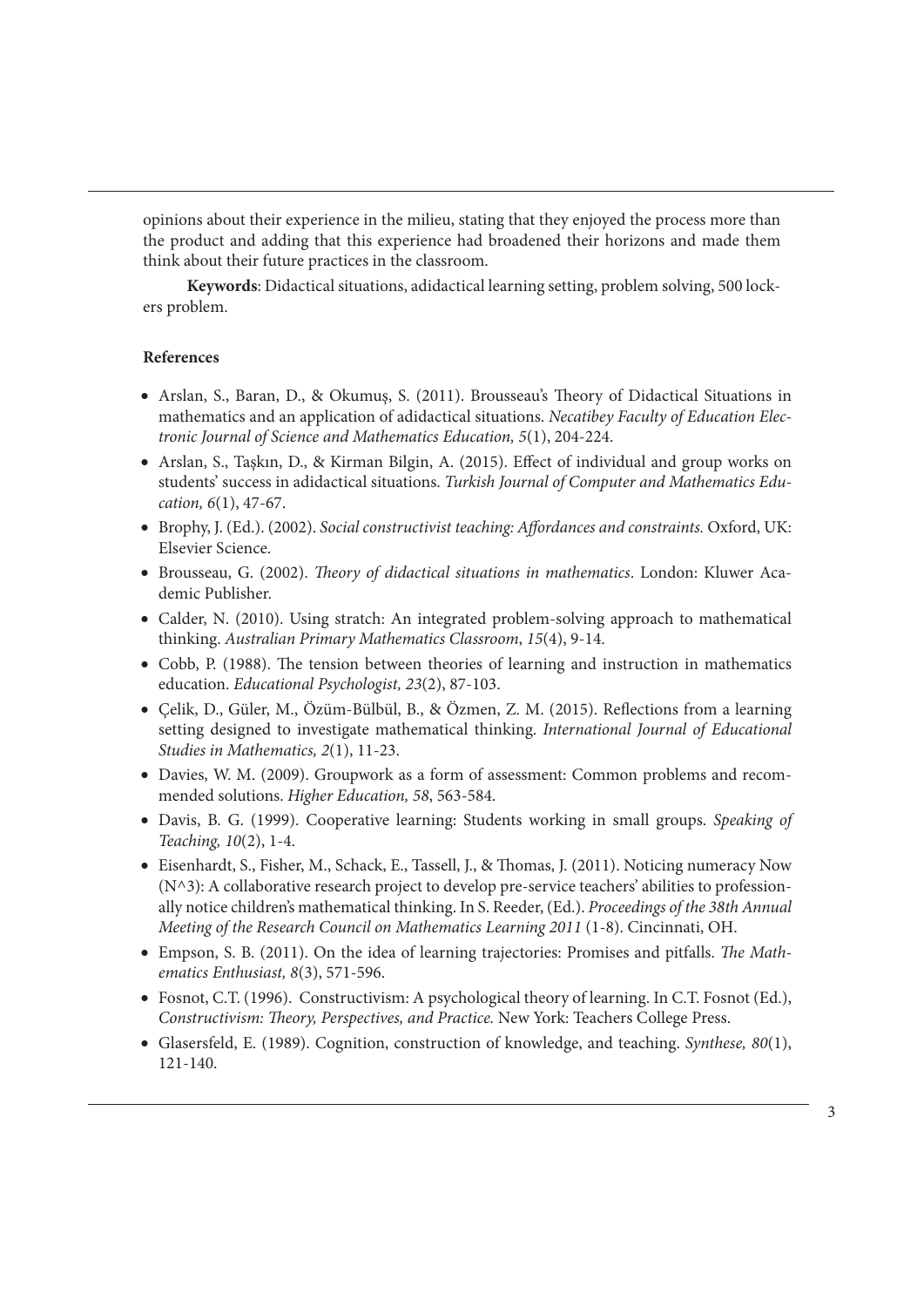opinions about their experience in the milieu, stating that they enjoyed the process more than the product and adding that this experience had broadened their horizons and made them think about their future practices in the classroom.

**Keywords**: Didactical situations, adidactical learning setting, problem solving, 500 lockers problem.

**References**

- Arslan, S., Baran, D., & Okumuş, S. (2011). Brousseau's Theory of Didactical Situations in mathematics and an application of adidactical situations. *Necatibey Faculty of Education Electronic Journal of Science and Mathematics Education, 5*(1), 204-224.
- Arslan, S., Taşkın, D., & Kirman Bilgin, A. (2015). Effect of individual and group works on students' success in adidactical situations. *Turkish Journal of Computer and Mathematics Education, 6*(1), 47-67.
- Brophy, J. (Ed.). (2002). *Social constructivist teaching: Affordances and constraints.* Oxford, UK: Elsevier Science.
- Brousseau, G. (2002). *Theory of didactical situations in mathematics*. London: Kluwer Academic Publisher.
- Calder, N. (2010). Using stratch: An integrated problem-solving approach to mathematical thinking. *Australian Primary Mathematics Classroom*, *15*(4), 9-14.
- Cobb, P. (1988). The tension between theories of learning and instruction in mathematics education. *Educational Psychologist, 23*(2), 87-103.
- Çelik, D., Güler, M., Özüm-Bülbül, B., & Özmen, Z. M. (2015). Reflections from a learning setting designed to investigate mathematical thinking. *International Journal of Educational Studies in Mathematics, 2*(1), 11-23.
- Davies, W. M. (2009). Groupwork as a form of assessment: Common problems and recommended solutions. *Higher Education, 58*, 563-584.
- Davis, B. G. (1999). Cooperative learning: Students working in small groups. *Speaking of Teaching, 10*(2), 1-4.
- Eisenhardt, S., Fisher, M., Schack, E., Tassell, J., & Thomas, J. (2011). Noticing numeracy Now (N^3): A collaborative research project to develop pre-service teachers' abilities to professionally notice children's mathematical thinking. In S. Reeder, (Ed.). *Proceedings of the 38th Annual Meeting of the Research Council on Mathematics Learning 2011* (1-8). Cincinnati, OH.
- Empson, S. B. (2011). On the idea of learning trajectories: Promises and pitfalls. *The Mathematics Enthusiast, 8*(3), 571-596.
- Fosnot, C.T. (1996). Constructivism: A psychological theory of learning. In C.T. Fosnot (Ed.), *Constructivism: Theory, Perspectives, and Practice.* New York: Teachers College Press.
- Glasersfeld, E. (1989). Cognition, construction of knowledge, and teaching. *Synthese, 80*(1), 121-140.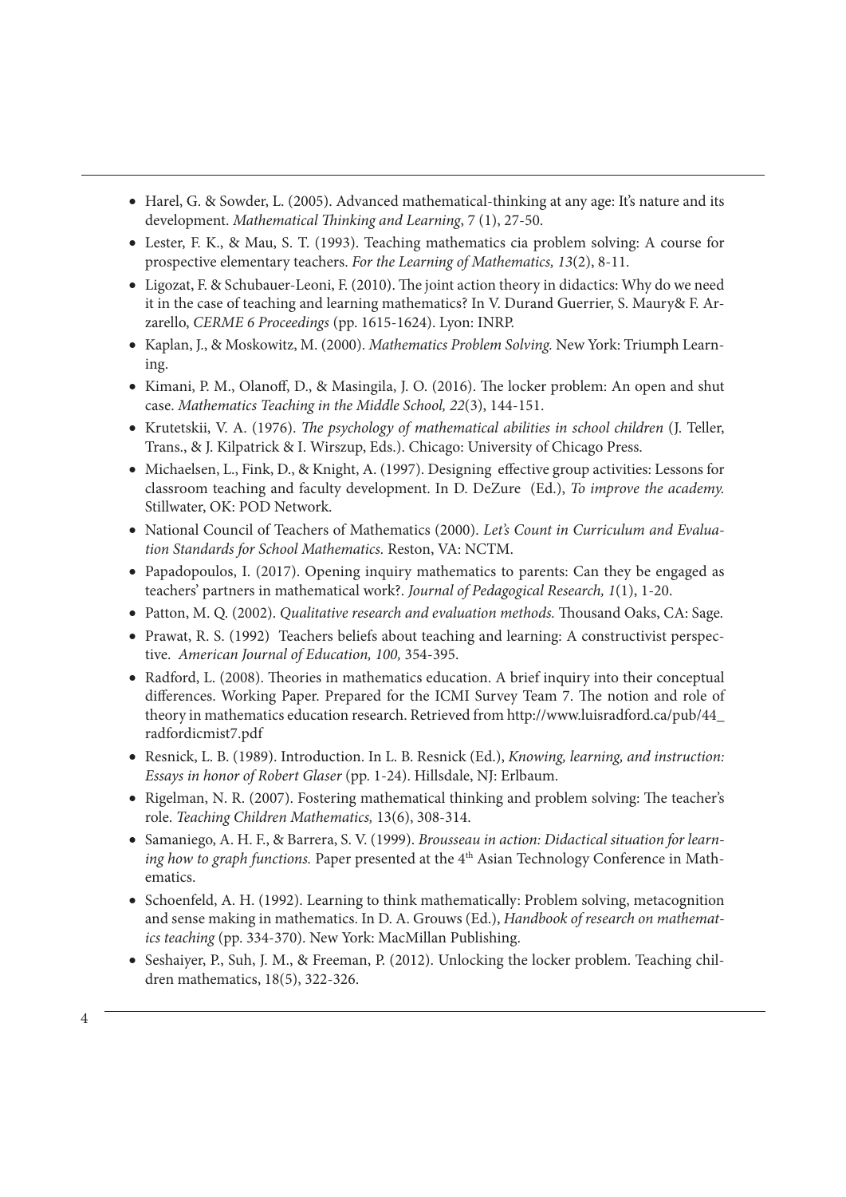- Harel, G. & Sowder, L. (2005). Advanced mathematical-thinking at any age: It's nature and its development. *Mathematical Thinking and Learning*, 7 (1), 27-50.
- Lester, F. K., & Mau, S. T. (1993). Teaching mathematics cia problem solving: A course for prospective elementary teachers. *For the Learning of Mathematics, 13*(2), 8-11.
- Ligozat, F. & Schubauer-Leoni, F. (2010). The joint action theory in didactics: Why do we need it in the case of teaching and learning mathematics? In V. Durand Guerrier, S. Maury& F. Arzarello, *CERME 6 Proceedings* (pp. 1615-1624). Lyon: INRP.
- Kaplan, J., & Moskowitz, M. (2000). *Mathematics Problem Solving.* New York: Triumph Learning.
- Kimani, P. M., Olanoff, D., & Masingila, J. O. (2016). The locker problem: An open and shut case. *Mathematics Teaching in the Middle School, 22*(3), 144-151.
- Krutetskii, V. A. (1976). *The psychology of mathematical abilities in school children* (J. Teller, Trans., & J. Kilpatrick & I. Wirszup, Eds.). Chicago: University of Chicago Press.
- Michaelsen, L., Fink, D., & Knight, A. (1997). Designing effective group activities: Lessons for classroom teaching and faculty development. In D. DeZure (Ed.), *To improve the academy.* Stillwater, OK: POD Network.
- National Council of Teachers of Mathematics (2000). *Let's Count in Curriculum and Evaluation Standards for School Mathematics.* Reston, VA: NCTM.
- Papadopoulos, I. (2017). Opening inquiry mathematics to parents: Can they be engaged as teachers' partners in mathematical work?. *Journal of Pedagogical Research, 1*(1), 1-20.
- Patton, M. Q. (2002). *Qualitative research and evaluation methods.* Thousand Oaks, CA: Sage.
- Prawat, R. S. (1992) Teachers beliefs about teaching and learning: A constructivist perspective. *American Journal of Education, 100,* 354-395.
- Radford, L. (2008). Theories in mathematics education. A brief inquiry into their conceptual differences. Working Paper. Prepared for the ICMI Survey Team 7. The notion and role of theory in mathematics education research. Retrieved from http://www.luisradford.ca/pub/44_radfordicmist7.pdf
- Resnick, L. B. (1989). Introduction. In L. B. Resnick (Ed.), *Knowing, learning, and instruction: Essays in honor of Robert Glaser* (pp. 1-24). Hillsdale, NJ: Erlbaum.
- Rigelman, N. R. (2007). Fostering mathematical thinking and problem solving: The teacher's role. *Teaching Children Mathematics,* 13(6), 308-314.
- Samaniego, A. H. F., & Barrera, S. V. (1999). *Brousseau in action: Didactical situation for learning how to graph functions.* Paper presented at the 4th Asian Technology Conference in Mathematics.
- Schoenfeld, A. H. (1992). Learning to think mathematically: Problem solving, metacognition and sense making in mathematics. In D. A. Grouws (Ed.), *Handbook of research on mathematics teaching* (pp. 334-370). New York: MacMillan Publishing.
- Seshaiyer, P., Suh, J. M., & Freeman, P. (2012). Unlocking the locker problem. Teaching children mathematics, 18(5), 322-326.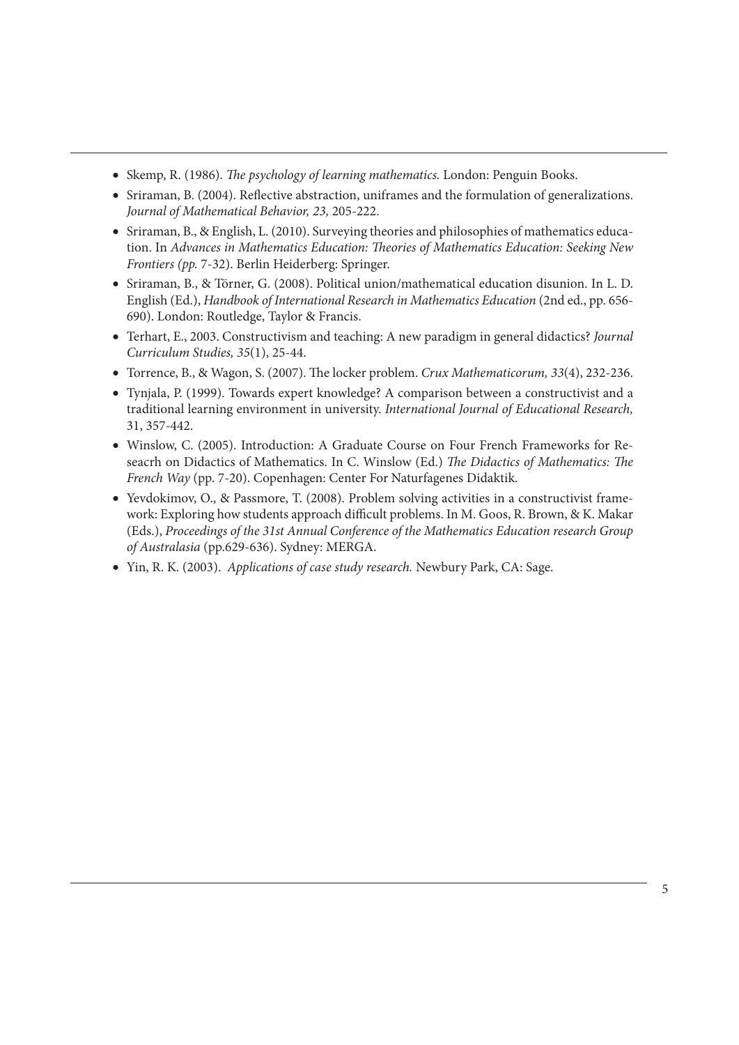- Skemp, R. (1986). *The psychology of learning mathematics.* London: Penguin Books.
- Sriraman, B. (2004). Reflective abstraction, uniframes and the formulation of generalizations. *Journal of Mathematical Behavior, 23,* 205-222.
- Sriraman, B., & English, L. (2010). Surveying theories and philosophies of mathematics education. In *Advances in Mathematics Education: Theories of Mathematics Education: Seeking New Frontiers (pp.* 7-32). Berlin Heiderberg: Springer.
- Sriraman, B., & Törner, G. (2008). Political union/mathematical education disunion. In L. D. English (Ed.), *Handbook of International Research in Mathematics Education* (2nd ed., pp. 656-690). London: Routledge, Taylor & Francis.
- Terhart, E., 2003. Constructivism and teaching: A new paradigm in general didactics? *Journal Curriculum Studies, 35*(1), 25-44.
- Torrence, B., & Wagon, S. (2007). The locker problem. *Crux Mathematicorum, 33*(4), 232-236.
- Tynjala, P. (1999). Towards expert knowledge? A comparison between a constructivist and a traditional learning environment in university. *International Journal of Educational Research,* 31, 357-442.
- Winslow, C. (2005). Introduction: A Graduate Course on Four French Frameworks for Reseacrh on Didactics of Mathematics. In C. Winslow (Ed.) *The Didactics of Mathematics: The French Way* (pp. 7-20). Copenhagen: Center For Naturfagenes Didaktik.
- Yevdokimov, O., & Passmore, T. (2008). Problem solving activities in a constructivist framework: Exploring how students approach difficult problems. In M. Goos, R. Brown, & K. Makar (Eds.), *Proceedings of the 31st Annual Conference of the Mathematics Education research Group of Australasia* (pp.629-636). Sydney: MERGA.
- Yin, R. K. (2003). *Applications of case study research.* Newbury Park, CA: Sage.